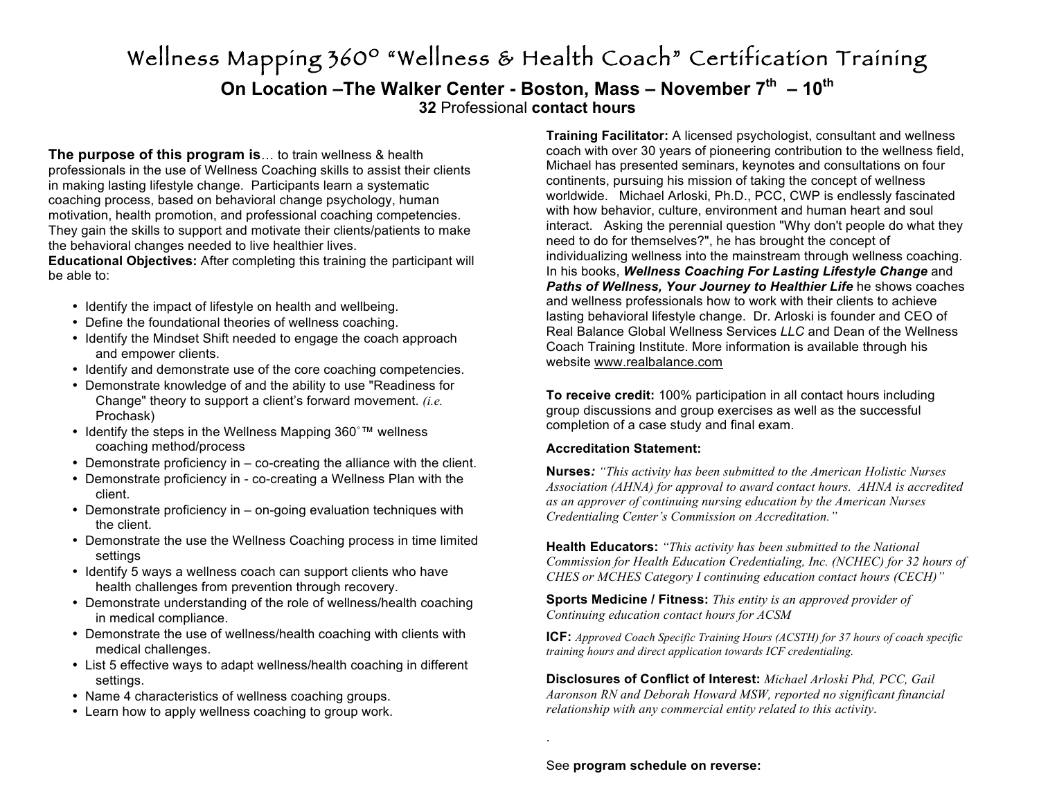# Wellness Mapping 360º "Wellness & Health Coach" Certification Training

**On Location –The Walker Center - Boston, Mass – November 7th – 10th**

**32** Professional **contact hours**

**The purpose of this program is**… to train wellness & health professionals in the use of Wellness Coaching skills to assist their clients in making lasting lifestyle change. Participants learn a systematic coaching process, based on behavioral change psychology, human motivation, health promotion, and professional coaching competencies. They gain the skills to support and motivate their clients/patients to make the behavioral changes needed to live healthier lives.

**Educational Objectives:** After completing this training the participant will be able to:

- Identify the impact of lifestyle on health and wellbeing.
- Define the foundational theories of wellness coaching.
- Identify the Mindset Shift needed to engage the coach approach and empower clients.
- Identify and demonstrate use of the core coaching competencies.
- Demonstrate knowledge of and the ability to use "Readiness for Change" theory to support a client's forward movement. *(i.e.* Prochask)
- Identify the steps in the Wellness Mapping 360˚™ wellness coaching method/process
- Demonstrate proficiency in – co-creating the alliance with the client.
- Demonstrate proficiency in - co-creating a Wellness Plan with the client.
- Demonstrate proficiency in – on-going evaluation techniques with the client.
- Demonstrate the use the Wellness Coaching process in time limited settings
- Identify 5 ways a wellness coach can support clients who have health challenges from prevention through recovery.
- Demonstrate understanding of the role of wellness/health coaching in medical compliance.
- Demonstrate the use of wellness/health coaching with clients with medical challenges.
- List 5 effective ways to adapt wellness/health coaching in different settings.
- Name 4 characteristics of wellness coaching groups.
- Learn how to apply wellness coaching to group work.

**Training Facilitator:** A licensed psychologist, consultant and wellness coach with over 30 years of pioneering contribution to the wellness field, Michael has presented seminars, keynotes and consultations on four continents, pursuing his mission of taking the concept of wellness worldwide. Michael Arloski, Ph.D., PCC, CWP is endlessly fascinated with how behavior, culture, environment and human heart and soul interact. Asking the perennial question "Why don't people do what they need to do for themselves?", he has brought the concept of individualizing wellness into the mainstream through wellness coaching. In his books, ***Wellness Coaching For Lasting Lifestyle Change*** and ***Paths of Wellness, Your Journey to Healthier Life*** he shows coaches and wellness professionals how to work with their clients to achieve lasting behavioral lifestyle change. Dr. Arloski is founder and CEO of Real Balance Global Wellness Services *LLC* and Dean of the Wellness Coach Training Institute. More information is available through his website www.realbalance.com

**To receive credit:** 100% participation in all contact hours including group discussions and group exercises as well as the successful completion of a case study and final exam.

**Accreditation Statement:**

**Nurses***: "This activity has been submitted to the American Holistic Nurses Association (AHNA) for approval to award contact hours. AHNA is accredited as an approver of continuing nursing education by the American Nurses Credentialing Center's Commission on Accreditation."*

**Health Educators:** *"This activity has been submitted to the National Commission for Health Education Credentialing, Inc. (NCHEC) for 32 hours of CHES or MCHES Category I continuing education contact hours (CECH)"*

**Sports Medicine / Fitness:** *This entity is an approved provider of Continuing education contact hours for ACSM*

**ICF:** *Approved Coach Specific Training Hours (ACSTH) for 37 hours of coach specific training hours and direct application towards ICF credentialing.*

**Disclosures of Conflict of Interest:** *Michael Arloski Phd, PCC, Gail Aaronson RN and Deborah Howard MSW, reported no significant financial relationship with any commercial entity related to this activity*.

See **program schedule on reverse:**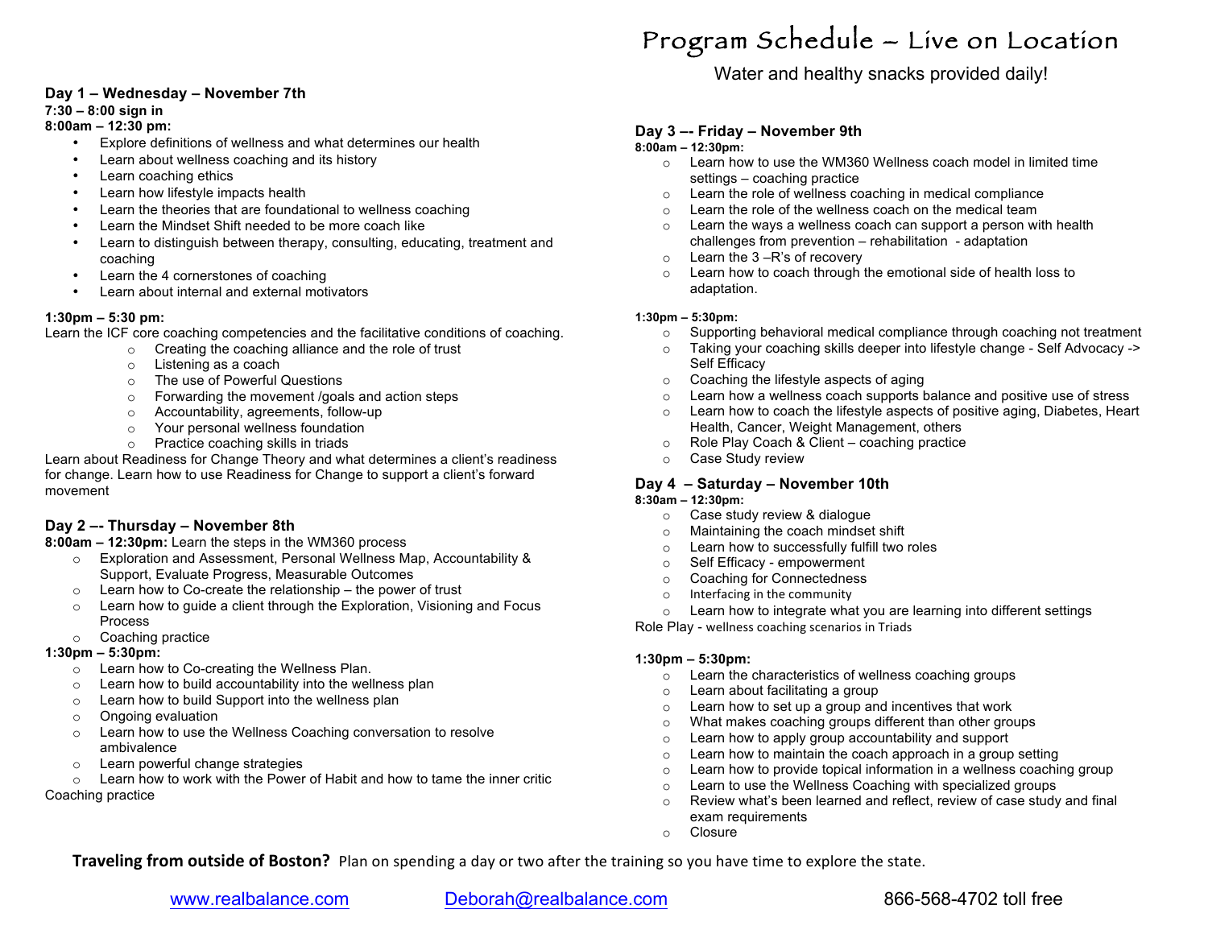# Program Schedule – Live on Location

Water and healthy snacks provided daily!

## Day 1 – Wednesday – November 7th

**7:30 – 8:00 sign in**

**8:00am – 12:30 pm:**

- Explore definitions of wellness and what determines our health
- Learn about wellness coaching and its history
- Learn coaching ethics
- Learn how lifestyle impacts health
- Learn the theories that are foundational to wellness coaching
- Learn the Mindset Shift needed to be more coach like
- Learn to distinguish between therapy, consulting, educating, treatment and coaching
- Learn the 4 cornerstones of coaching
- Learn about internal and external motivators

**1:30pm – 5:30 pm:**

Learn the ICF core coaching competencies and the facilitative conditions of coaching.

- Creating the coaching alliance and the role of trust
- Listening as a coach
- The use of Powerful Questions
- Forwarding the movement /goals and action steps
- Accountability, agreements, follow-up
- Your personal wellness foundation
- Practice coaching skills in triads

Learn about Readiness for Change Theory and what determines a client's readiness for change. Learn how to use Readiness for Change to support a client's forward movement

## Day 2 –- Thursday – November 8th

**8:00am – 12:30pm:** Learn the steps in the WM360 process

- Exploration and Assessment, Personal Wellness Map, Accountability & Support, Evaluate Progress, Measurable Outcomes
- Learn how to Co-create the relationship – the power of trust
- Learn how to guide a client through the Exploration, Visioning and Focus Process
- Coaching practice

**1:30pm – 5:30pm:**

- Learn how to Co-creating the Wellness Plan.
- Learn how to build accountability into the wellness plan
- Learn how to build Support into the wellness plan
- Ongoing evaluation
- Learn how to use the Wellness Coaching conversation to resolve ambivalence
- Learn powerful change strategies
- Learn how to work with the Power of Habit and how to tame the inner critic

Coaching practice

## Day 3 –- Friday – November 9th

**8:00am – 12:30pm:**

- Learn how to use the WM360 Wellness coach model in limited time settings – coaching practice
- Learn the role of wellness coaching in medical compliance
- Learn the role of the wellness coach on the medical team
- Learn the ways a wellness coach can support a person with health challenges from prevention – rehabilitation - adaptation
- Learn the 3 –R's of recovery
- Learn how to coach through the emotional side of health loss to adaptation.

**1:30pm – 5:30pm:**

- Supporting behavioral medical compliance through coaching not treatment
- Taking your coaching skills deeper into lifestyle change - Self Advocacy -> Self Efficacy
- Coaching the lifestyle aspects of aging
- Learn how a wellness coach supports balance and positive use of stress
- Learn how to coach the lifestyle aspects of positive aging, Diabetes, Heart Health, Cancer, Weight Management, others
- Role Play Coach & Client – coaching practice
- Case Study review

## Day 4 – Saturday – November 10th

**8:30am – 12:30pm:**

- Case study review & dialogue
- Maintaining the coach mindset shift
- Learn how to successfully fulfill two roles
- Self Efficacy - empowerment
- Coaching for Connectedness
- Interfacing in the community
- Learn how to integrate what you are learning into different settings

Role Play - wellness coaching scenarios in Triads

**1:30pm – 5:30pm:**

- Learn the characteristics of wellness coaching groups
- Learn about facilitating a group
- Learn how to set up a group and incentives that work
- What makes coaching groups different than other groups
- Learn how to apply group accountability and support
- Learn how to maintain the coach approach in a group setting
- Learn how to provide topical information in a wellness coaching group
- Learn to use the Wellness Coaching with specialized groups
- Review what's been learned and reflect, review of case study and final exam requirements
- Closure

**Traveling from outside of Boston?** Plan on spending a day or two after the training so you have time to explore the state.

www.realbalance.com Deborah@realbalance.com 866-568-4702 toll free